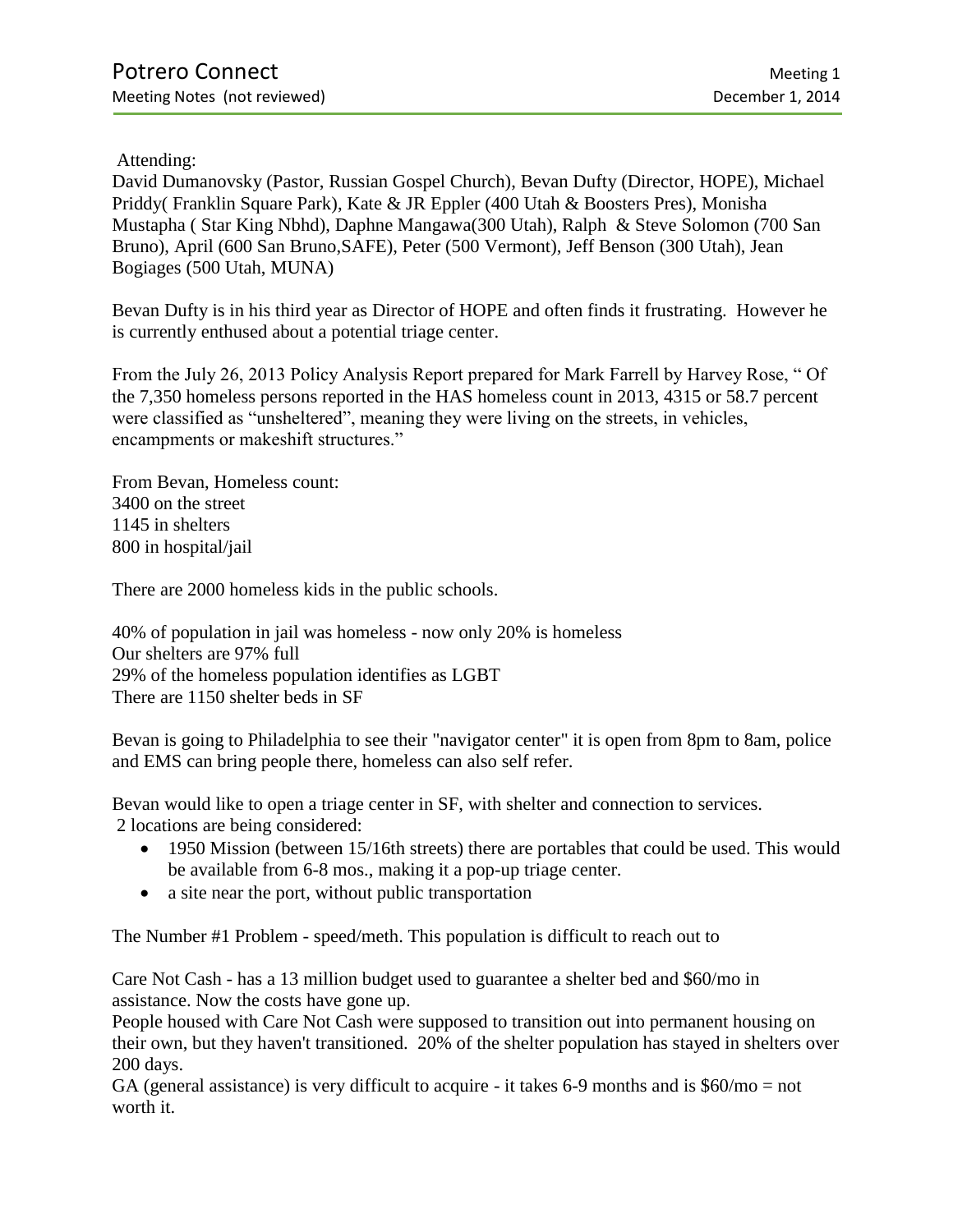# Potrero Connect

Meeting Notes (not reviewed)

Meeting 1

December 1, 2014

Attending:
David Dumanovsky (Pastor, Russian Gospel Church), Bevan Dufty (Director, HOPE), Michael Priddy( Franklin Square Park), Kate & JR Eppler (400 Utah & Boosters Pres), Monisha Mustapha ( Star King Nbhd), Daphne Mangawa(300 Utah), Ralph & Steve Solomon (700 San Bruno), April (600 San Bruno,SAFE), Peter (500 Vermont), Jeff Benson (300 Utah), Jean Bogiages (500 Utah, MUNA)

Bevan Dufty is in his third year as Director of HOPE and often finds it frustrating. However he is currently enthused about a potential triage center.

From the July 26, 2013 Policy Analysis Report prepared for Mark Farrell by Harvey Rose, " Of the 7,350 homeless persons reported in the HAS homeless count in 2013, 4315 or 58.7 percent were classified as "unsheltered", meaning they were living on the streets, in vehicles, encampments or makeshift structures."

From Bevan, Homeless count:
3400 on the street
1145 in shelters
800 in hospital/jail

There are 2000 homeless kids in the public schools.

40% of population in jail was homeless - now only 20% is homeless
Our shelters are 97% full
29% of the homeless population identifies as LGBT
There are 1150 shelter beds in SF

Bevan is going to Philadelphia to see their "navigator center" it is open from 8pm to 8am, police and EMS can bring people there, homeless can also self refer.

Bevan would like to open a triage center in SF, with shelter and connection to services.
2 locations are being considered:

- 1950 Mission (between 15/16th streets) there are portables that could be used. This would be available from 6-8 mos., making it a pop-up triage center.
- a site near the port, without public transportation

The Number #1 Problem - speed/meth. This population is difficult to reach out to

Care Not Cash - has a 13 million budget used to guarantee a shelter bed and $60/mo in assistance. Now the costs have gone up.
People housed with Care Not Cash were supposed to transition out into permanent housing on their own, but they haven't transitioned. 20% of the shelter population has stayed in shelters over 200 days.
GA (general assistance) is very difficult to acquire - it takes 6-9 months and is $60/mo = not worth it.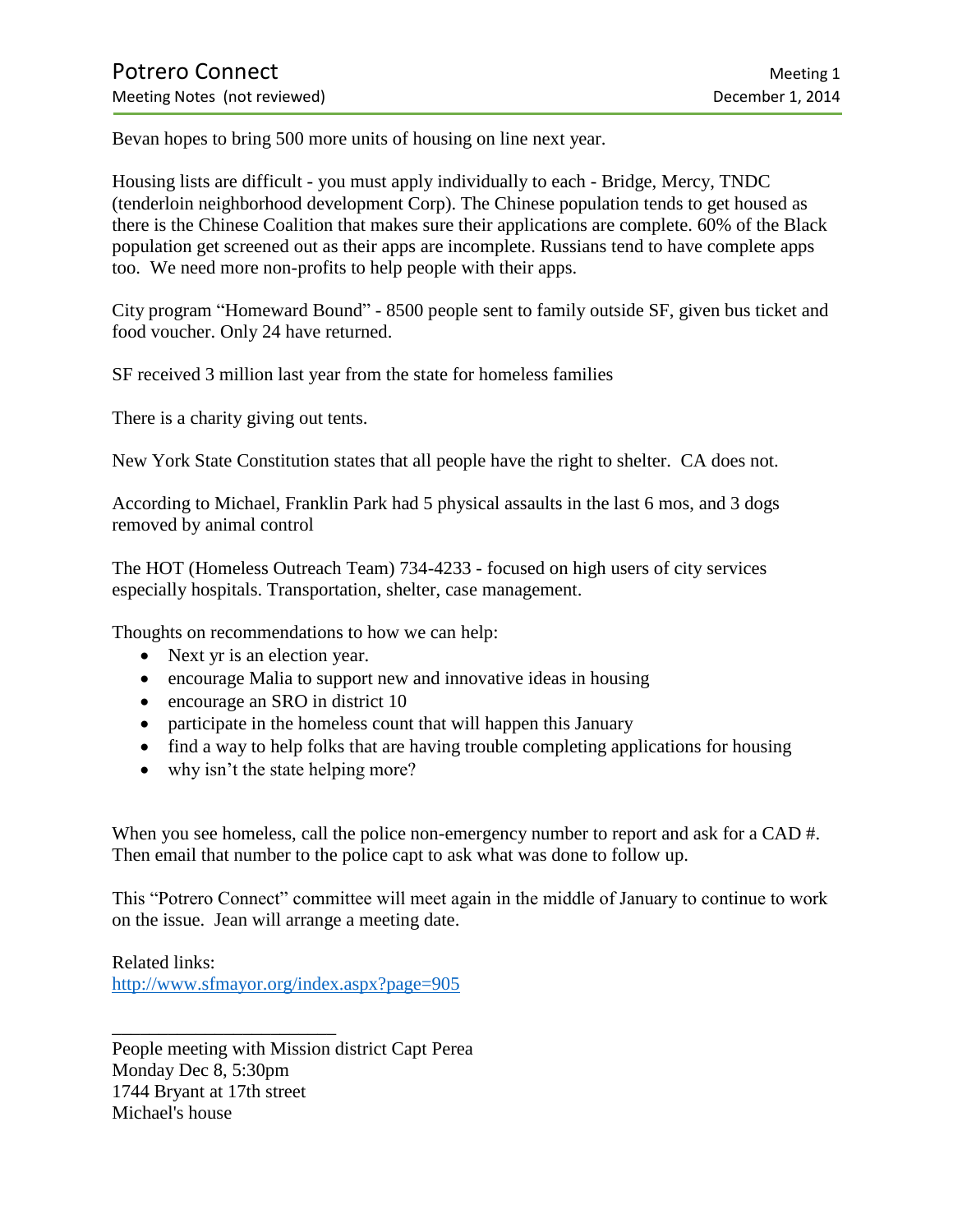Bevan hopes to bring 500 more units of housing on line next year.

Housing lists are difficult - you must apply individually to each - Bridge, Mercy, TNDC (tenderloin neighborhood development Corp). The Chinese population tends to get housed as there is the Chinese Coalition that makes sure their applications are complete. 60% of the Black population get screened out as their apps are incomplete. Russians tend to have complete apps too. We need more non-profits to help people with their apps.

City program "Homeward Bound" - 8500 people sent to family outside SF, given bus ticket and food voucher. Only 24 have returned.

SF received 3 million last year from the state for homeless families

There is a charity giving out tents.

New York State Constitution states that all people have the right to shelter. CA does not.

According to Michael, Franklin Park had 5 physical assaults in the last 6 mos, and 3 dogs removed by animal control

The HOT (Homeless Outreach Team) 734-4233 - focused on high users of city services especially hospitals. Transportation, shelter, case management.

Thoughts on recommendations to how we can help:

- Next yr is an election year.
- encourage Malia to support new and innovative ideas in housing
- encourage an SRO in district 10
- participate in the homeless count that will happen this January
- find a way to help folks that are having trouble completing applications for housing
- why isn't the state helping more?

When you see homeless, call the police non-emergency number to report and ask for a CAD #. Then email that number to the police capt to ask what was done to follow up.

This "Potrero Connect" committee will meet again in the middle of January to continue to work on the issue. Jean will arrange a meeting date.

Related links:
http://www.sfmayor.org/index.aspx?page=905

________________________

People meeting with Mission district Capt Perea
Monday Dec 8, 5:30pm
1744 Bryant at 17th street
Michael's house